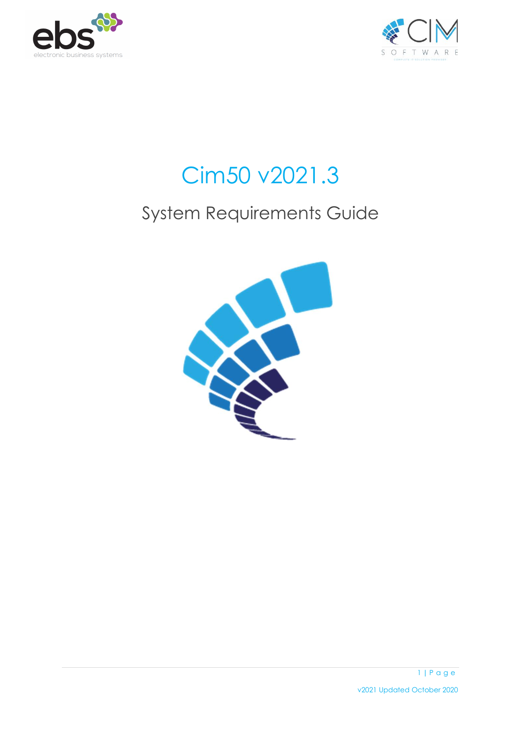# Cim50 v2021.3

## System Requirements Guide

v2021 Updated October 2020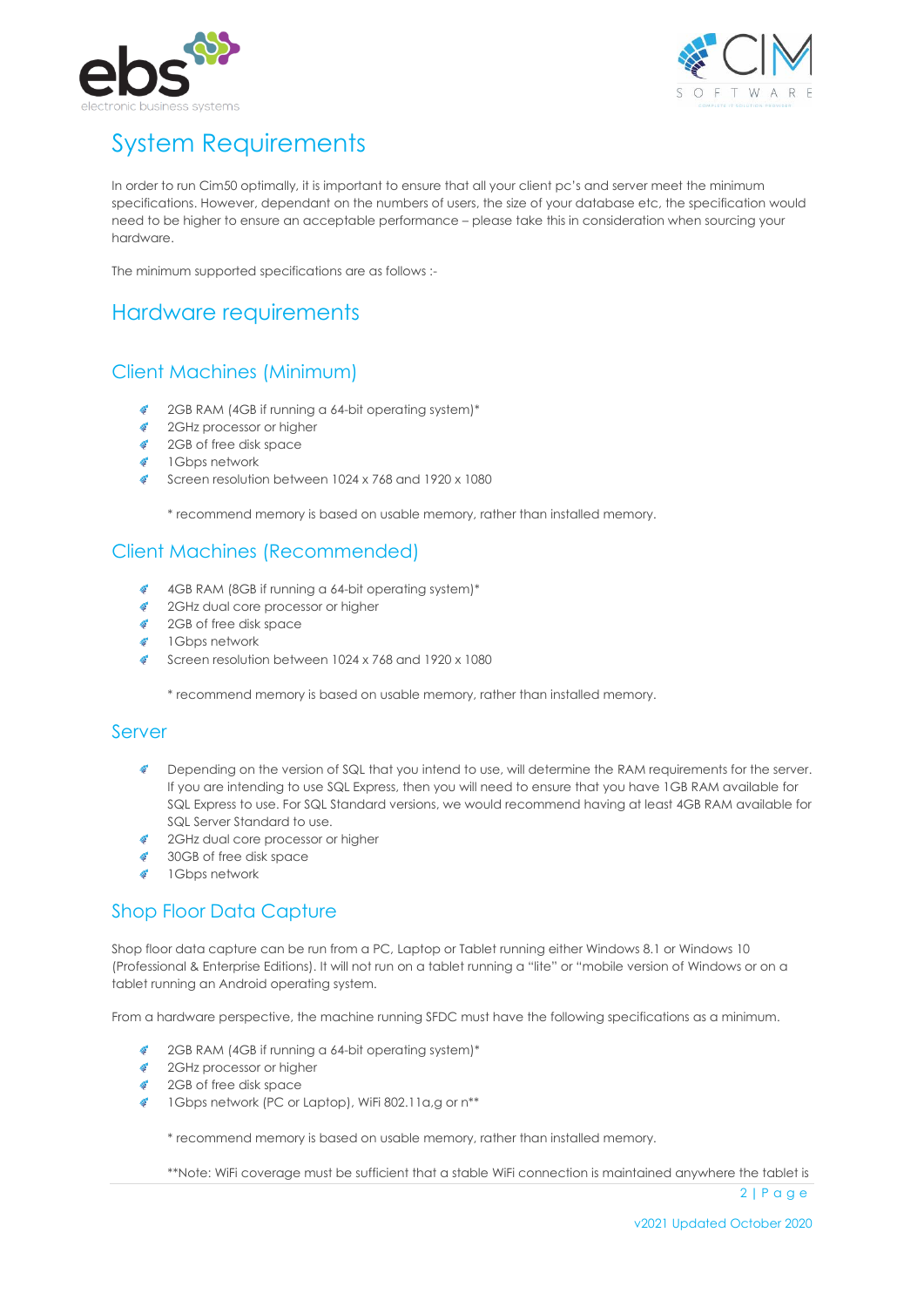# System Requirements

In order to run Cim50 optimally, it is important to ensure that all your client pc's and server meet the minimum specifications. However, dependant on the numbers of users, the size of your database etc, the specification would need to be higher to ensure an acceptable performance – please take this in consideration when sourcing your hardware.

The minimum supported specifications are as follows :-

## Hardware requirements

### Client Machines (Minimum)

- 2GB RAM (4GB if running a 64-bit operating system)*
- 2GHz processor or higher
- 2GB of free disk space
- 1Gbps network
- Screen resolution between 1024 x 768 and 1920 x 1080

\* recommend memory is based on usable memory, rather than installed memory.

### Client Machines (Recommended)

- 4GB RAM (8GB if running a 64-bit operating system)*
- 2GHz dual core processor or higher
- 2GB of free disk space
- 1Gbps network
- Screen resolution between 1024 x 768 and 1920 x 1080

\* recommend memory is based on usable memory, rather than installed memory.

### Server

- Depending on the version of SQL that you intend to use, will determine the RAM requirements for the server. If you are intending to use SQL Express, then you will need to ensure that you have 1GB RAM available for SQL Express to use. For SQL Standard versions, we would recommend having at least 4GB RAM available for SQL Server Standard to use.
- 2GHz dual core processor or higher
- 30GB of free disk space
- 1Gbps network

### Shop Floor Data Capture

Shop floor data capture can be run from a PC, Laptop or Tablet running either Windows 8.1 or Windows 10 (Professional & Enterprise Editions). It will not run on a tablet running a "lite" or "mobile version of Windows or on a tablet running an Android operating system.

From a hardware perspective, the machine running SFDC must have the following specifications as a minimum.

- 2GB RAM (4GB if running a 64-bit operating system)*
- 2GHz processor or higher
- 2GB of free disk space
- 1Gbps network (PC or Laptop), WiFi 802.11a,g or n**

\* recommend memory is based on usable memory, rather than installed memory.

\*\*Note: WiFi coverage must be sufficient that a stable WiFi connection is maintained anywhere the tablet is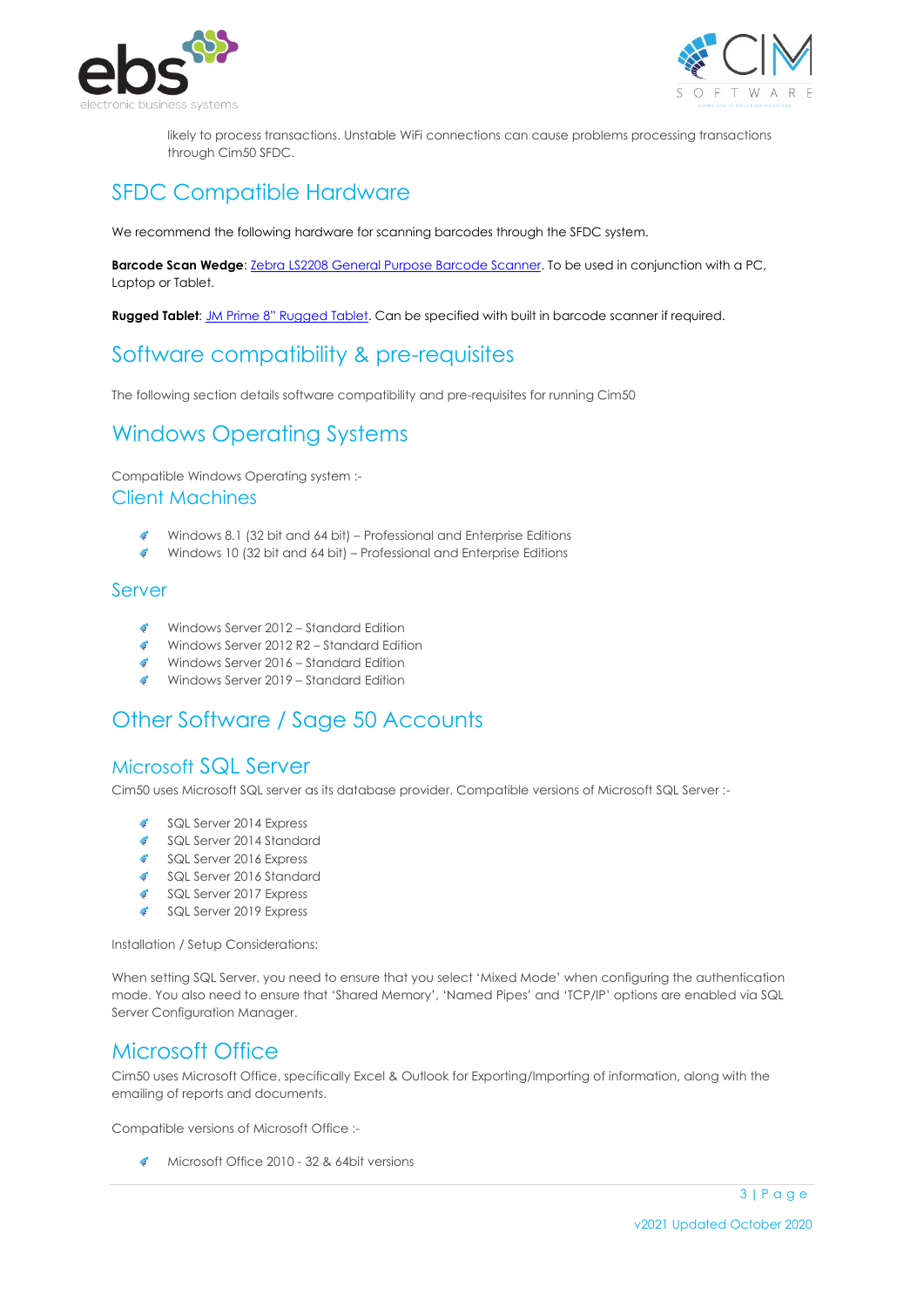likely to process transactions. Unstable WiFi connections can cause problems processing transactions through Cim50 SFDC.

## SFDC Compatible Hardware

We recommend the following hardware for scanning barcodes through the SFDC system.

**Barcode Scan Wedge**: Zebra LS2208 General Purpose Barcode Scanner. To be used in conjunction with a PC, Laptop or Tablet.

**Rugged Tablet**: JM Prime 8" Rugged Tablet. Can be specified with built in barcode scanner if required.

## Software compatibility & pre-requisites

The following section details software compatibility and pre-requisites for running Cim50

## Windows Operating Systems

Compatible Windows Operating system :-

### Client Machines

- Windows 8.1 (32 bit and 64 bit) – Professional and Enterprise Editions
- Windows 10 (32 bit and 64 bit) – Professional and Enterprise Editions

### Server

- Windows Server 2012 – Standard Edition
- Windows Server 2012 R2 – Standard Edition
- Windows Server 2016 – Standard Edition
- Windows Server 2019 – Standard Edition

## Other Software / Sage 50 Accounts

### Microsoft SQL Server

Cim50 uses Microsoft SQL server as its database provider. Compatible versions of Microsoft SQL Server :-

- SQL Server 2014 Express
- SQL Server 2014 Standard
- SQL Server 2016 Express
- SQL Server 2016 Standard
- SQL Server 2017 Express
- SQL Server 2019 Express

Installation / Setup Considerations:

When setting SQL Server, you need to ensure that you select 'Mixed Mode' when configuring the authentication mode. You also need to ensure that 'Shared Memory', 'Named Pipes' and 'TCP/IP' options are enabled via SQL Server Configuration Manager.

## Microsoft Office

Cim50 uses Microsoft Office, specifically Excel & Outlook for Exporting/Importing of information, along with the emailing of reports and documents.

Compatible versions of Microsoft Office :-

- Microsoft Office 2010 - 32 & 64bit versions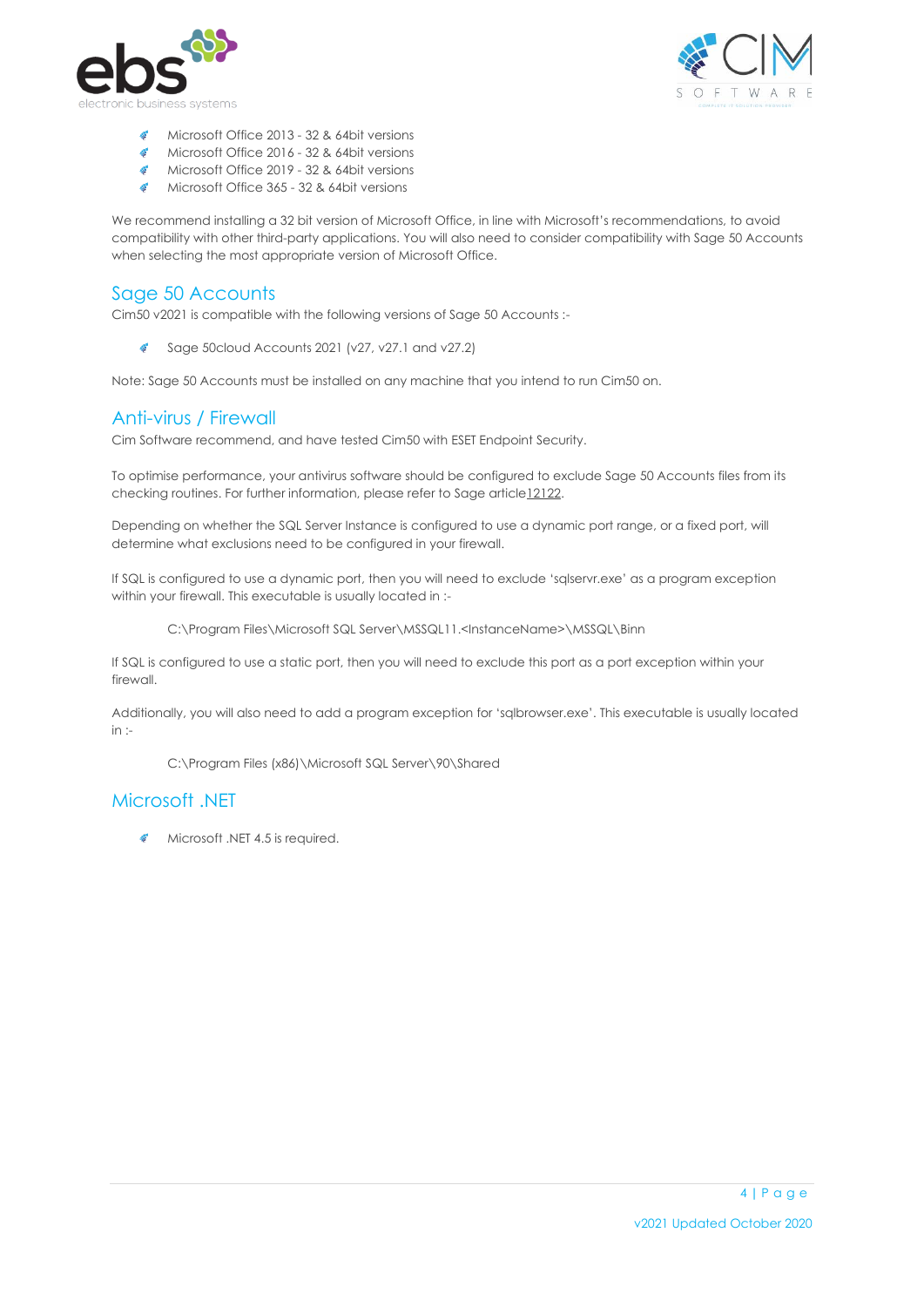- Microsoft Office 2013 - 32 & 64bit versions
- Microsoft Office 2016 - 32 & 64bit versions
- Microsoft Office 2019 - 32 & 64bit versions
- Microsoft Office 365 - 32 & 64bit versions

We recommend installing a 32 bit version of Microsoft Office, in line with Microsoft's recommendations, to avoid compatibility with other third-party applications. You will also need to consider compatibility with Sage 50 Accounts when selecting the most appropriate version of Microsoft Office.

## Sage 50 Accounts

Cim50 v2021 is compatible with the following versions of Sage 50 Accounts :-

- Sage 50cloud Accounts 2021 (v27, v27.1 and v27.2)

Note: Sage 50 Accounts must be installed on any machine that you intend to run Cim50 on.

## Anti-virus / Firewall

Cim Software recommend, and have tested Cim50 with ESET Endpoint Security.

To optimise performance, your antivirus software should be configured to exclude Sage 50 Accounts files from its checking routines. For further information, please refer to Sage article12122.

Depending on whether the SQL Server Instance is configured to use a dynamic port range, or a fixed port, will determine what exclusions need to be configured in your firewall.

If SQL is configured to use a dynamic port, then you will need to exclude 'sqlservr.exe' as a program exception within your firewall. This executable is usually located in :-

C:\Program Files\Microsoft SQL Server\MSSQL11.<InstanceName>\MSSQL\Binn

If SQL is configured to use a static port, then you will need to exclude this port as a port exception within your firewall.

Additionally, you will also need to add a program exception for 'sqlbrowser.exe'. This executable is usually located in :-

C:\Program Files (x86)\Microsoft SQL Server\90\Shared

## Microsoft .NET

- Microsoft .NET 4.5 is required.